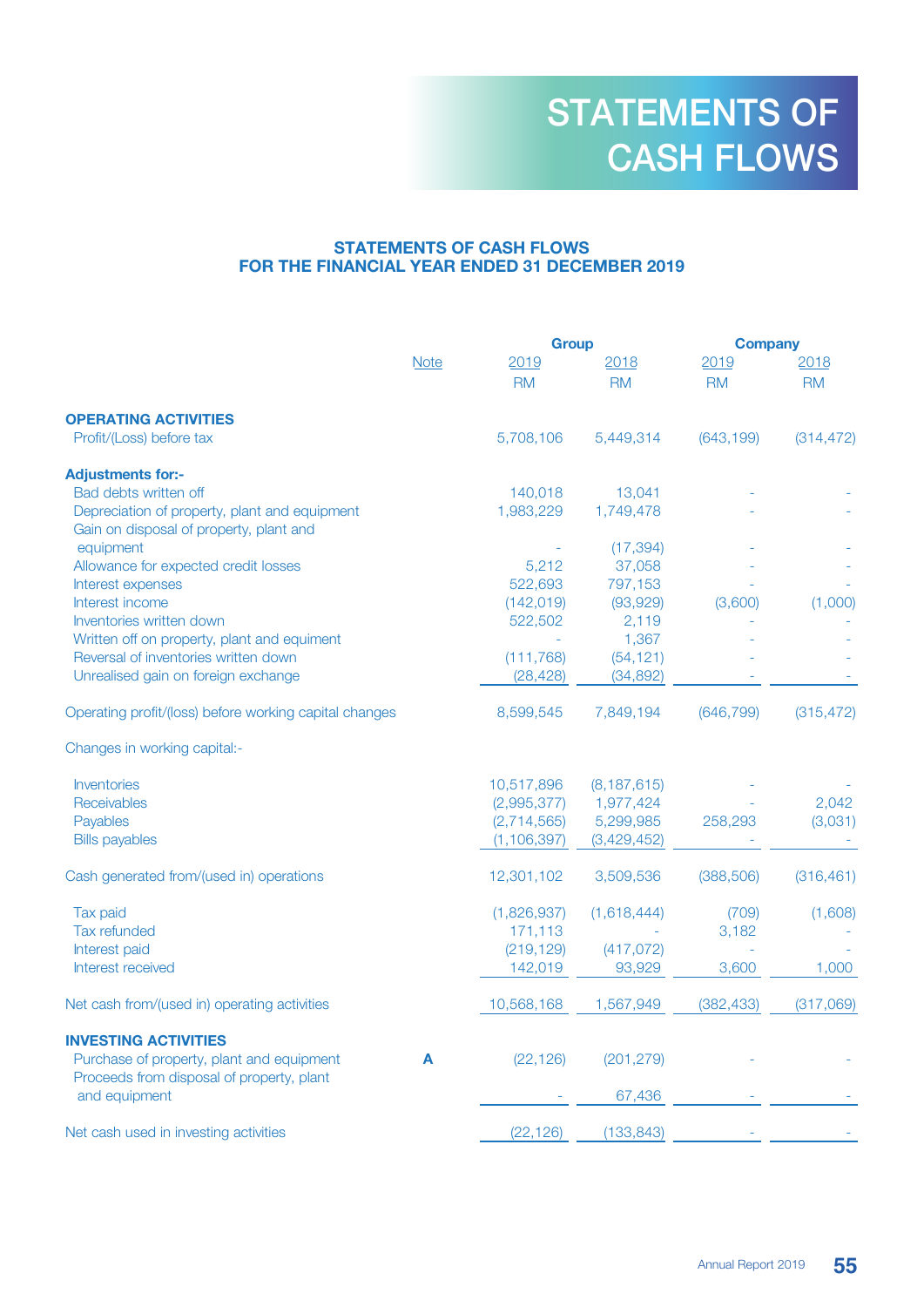# STATEMENTS OF CASH FLOWS

## STATEMENTS OF CASH FLOWS FOR THE FINANCIAL YEAR ENDED 31 DECEMBER 2019

| | Note | Group | | Company | |
|---|---|---|---|---|---|
| | | 2019 | 2018 | 2019 | 2018 |
| | | RM | RM | RM | RM |
| **OPERATING ACTIVITIES** | | | | | |
| Profit/(Loss) before tax | | 5,708,106 | 5,449,314 | (643,199) | (314,472) |
| **Adjustments for:-** | | | | | |
| Bad debts written off | | 140,018 | 13,041 | - | - |
| Depreciation of property, plant and equipment | | 1,983,229 | 1,749,478 | - | - |
| Gain on disposal of property, plant and equipment | | - | (17,394) | - | - |
| Allowance for expected credit losses | | 5,212 | 37,058 | - | - |
| Interest expenses | | 522,693 | 797,153 | - | - |
| Interest income | | (142,019) | (93,929) | (3,600) | (1,000) |
| Inventories written down | | 522,502 | 2,119 | - | - |
| Written off on property, plant and equiment | | - | 1,367 | - | - |
| Reversal of inventories written down | | (111,768) | (54,121) | - | - |
| Unrealised gain on foreign exchange | | (28,428) | (34,892) | - | - |
| Operating profit/(loss) before working capital changes | | 8,599,545 | 7,849,194 | (646,799) | (315,472) |
| Changes in working capital:- | | | | | |
| Inventories | | 10,517,896 | (8,187,615) | - | - |
| Receivables | | (2,995,377) | 1,977,424 | - | 2,042 |
| Payables | | (2,714,565) | 5,299,985 | 258,293 | (3,031) |
| Bills payables | | (1,106,397) | (3,429,452) | - | - |
| Cash generated from/(used in) operations | | 12,301,102 | 3,509,536 | (388,506) | (316,461) |
| Tax paid | | (1,826,937) | (1,618,444) | (709) | (1,608) |
| Tax refunded | | 171,113 | - | 3,182 | - |
| Interest paid | | (219,129) | (417,072) | - | - |
| Interest received | | 142,019 | 93,929 | 3,600 | 1,000 |
| Net cash from/(used in) operating activities | | 10,568,168 | 1,567,949 | (382,433) | (317,069) |
| **INVESTING ACTIVITIES** | | | | | |
| Purchase of property, plant and equipment | A | (22,126) | (201,279) | - | - |
| Proceeds from disposal of property, plant and equipment | | - | 67,436 | - | - |
| Net cash used in investing activities | | (22,126) | (133,843) | - | - |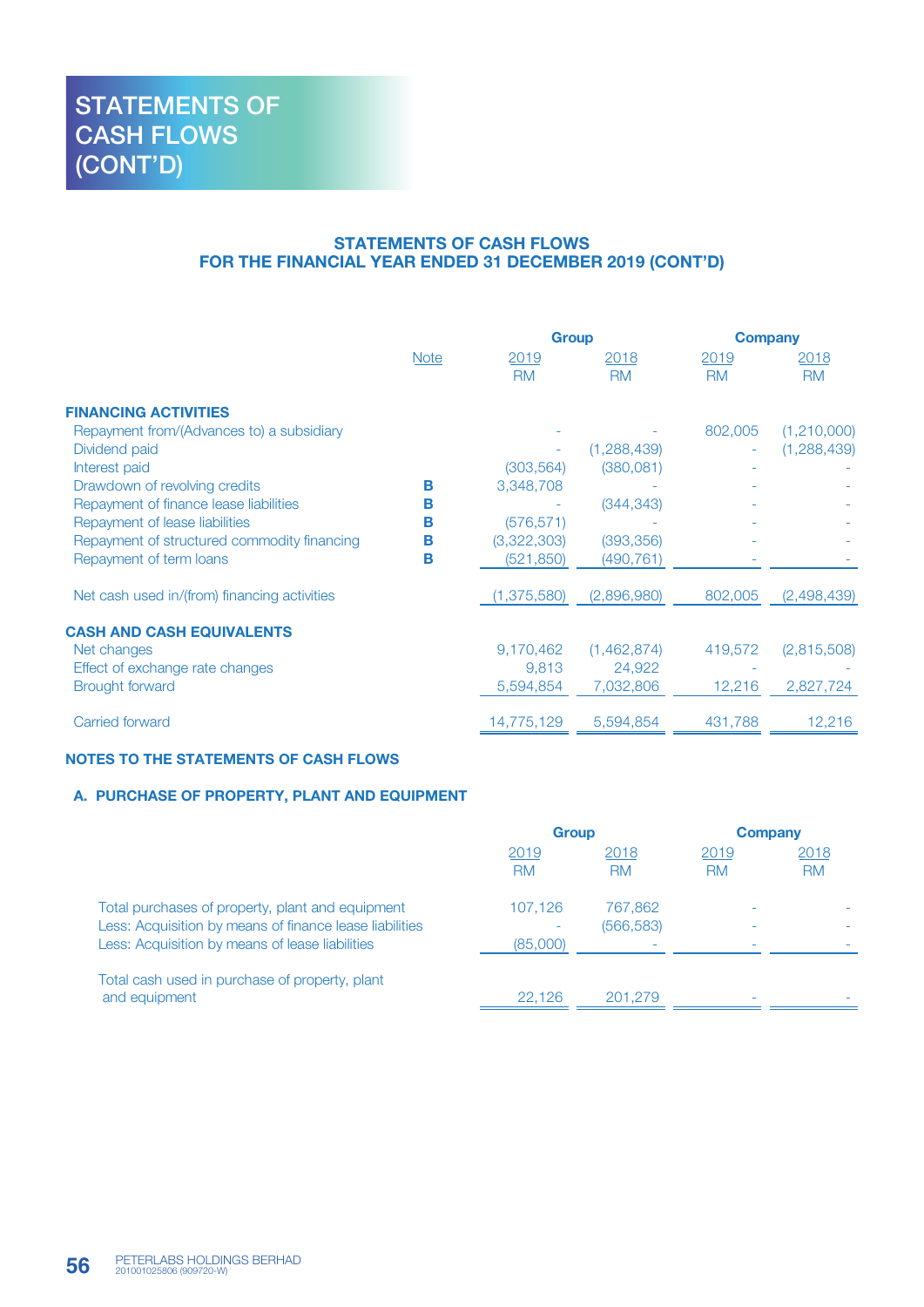# STATEMENTS OF CASH FLOWS (CONT'D)

## STATEMENTS OF CASH FLOWS FOR THE FINANCIAL YEAR ENDED 31 DECEMBER 2019 (CONT'D)

| | Note | Group | | Company | |
|---|---|---|---|---|---|
| | | 2019 RM | 2018 RM | 2019 RM | 2018 RM |
| **FINANCING ACTIVITIES** | | | | | |
| Repayment from/(Advances to) a subsidiary | | - | - | 802,005 | (1,210,000) |
| Dividend paid | | - | (1,288,439) | - | (1,288,439) |
| Interest paid | | (303,564) | (380,081) | - | - |
| Drawdown of revolving credits | B | 3,348,708 | - | - | - |
| Repayment of finance lease liabilities | B | - | (344,343) | - | - |
| Repayment of lease liabilities | B | (576,571) | - | - | - |
| Repayment of structured commodity financing | B | (3,322,303) | (393,356) | - | - |
| Repayment of term loans | B | (521,850) | (490,761) | - | - |
| Net cash used in/(from) financing activities | | (1,375,580) | (2,896,980) | 802,005 | (2,498,439) |
| **CASH AND CASH EQUIVALENTS** | | | | | |
| Net changes | | 9,170,462 | (1,462,874) | 419,572 | (2,815,508) |
| Effect of exchange rate changes | | 9,813 | 24,922 | - | - |
| Brought forward | | 5,594,854 | 7,032,806 | 12,216 | 2,827,724 |
| Carried forward | | 14,775,129 | 5,594,854 | 431,788 | 12,216 |

## NOTES TO THE STATEMENTS OF CASH FLOWS

### A. PURCHASE OF PROPERTY, PLANT AND EQUIPMENT

| | Group | | Company | |
|---|---|---|---|---|
| | 2019 RM | 2018 RM | 2019 RM | 2018 RM |
| Total purchases of property, plant and equipment | 107,126 | 767,862 | - | - |
| Less: Acquisition by means of finance lease liabilities | - | (566,583) | - | - |
| Less: Acquisition by means of lease liabilities | (85,000) | - | - | - |
| Total cash used in purchase of property, plant and equipment | 22,126 | 201,279 | - | - |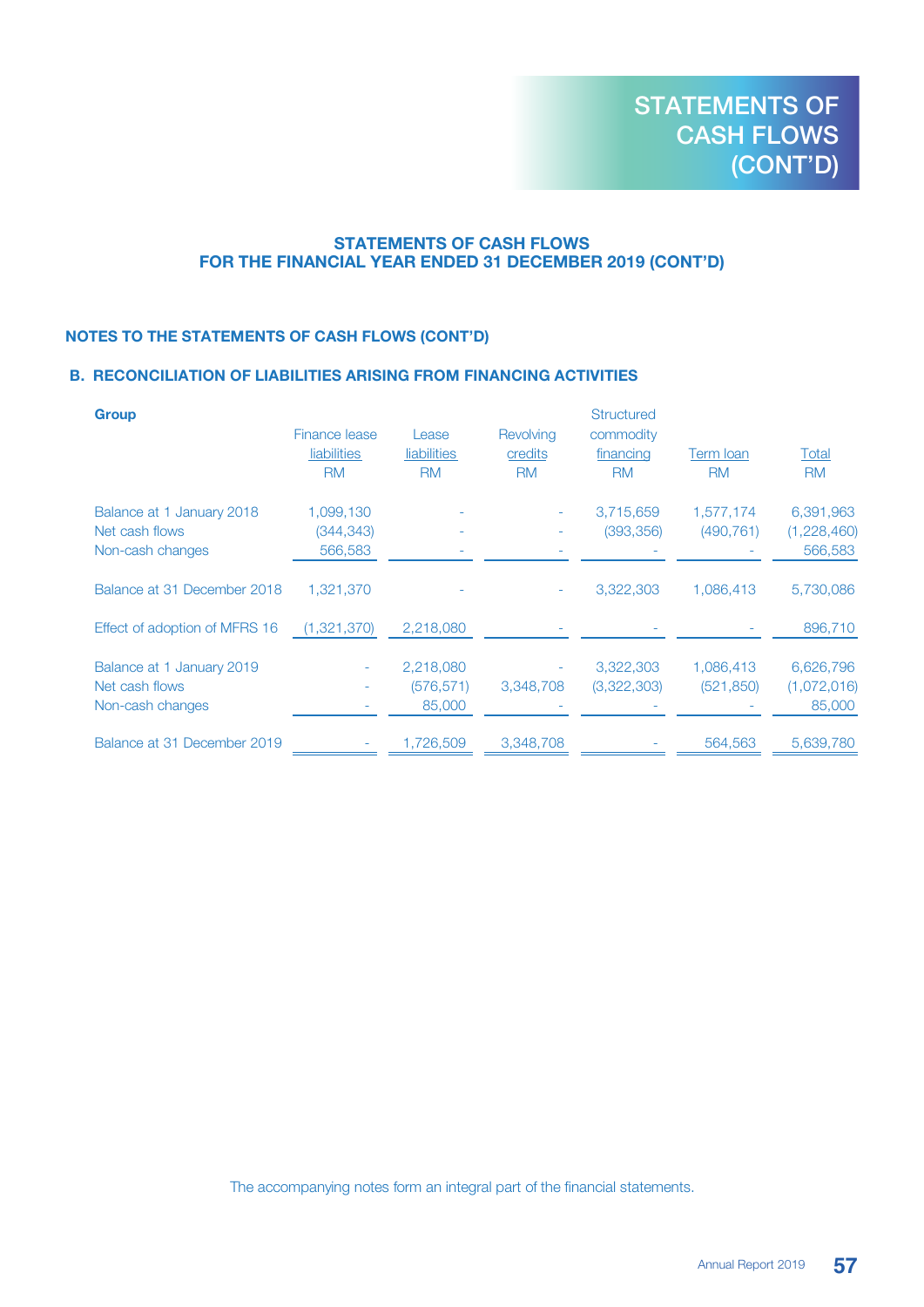# STATEMENTS OF CASH FLOWS (CONT'D)

## STATEMENTS OF CASH FLOWS
## FOR THE FINANCIAL YEAR ENDED 31 DECEMBER 2019 (CONT'D)

### NOTES TO THE STATEMENTS OF CASH FLOWS (CONT'D)

### B. RECONCILIATION OF LIABILITIES ARISING FROM FINANCING ACTIVITIES

| **Group** | Finance lease liabilities RM | Lease liabilities RM | Revolving credits RM | Structured commodity financing RM | Term loan RM | Total RM |
|---|---|---|---|---|---|---|
| Balance at 1 January 2018 | 1,099,130 | - | - | 3,715,659 | 1,577,174 | 6,391,963 |
| Net cash flows | (344,343) | - | - | (393,356) | (490,761) | (1,228,460) |
| Non-cash changes | 566,583 | - | - | - | - | 566,583 |
| Balance at 31 December 2018 | 1,321,370 | - | - | 3,322,303 | 1,086,413 | 5,730,086 |
| Effect of adoption of MFRS 16 | (1,321,370) | 2,218,080 | - | - | - | 896,710 |
| Balance at 1 January 2019 | - | 2,218,080 | - | 3,322,303 | 1,086,413 | 6,626,796 |
| Net cash flows | - | (576,571) | 3,348,708 | (3,322,303) | (521,850) | (1,072,016) |
| Non-cash changes | - | 85,000 | - | - | - | 85,000 |
| Balance at 31 December 2019 | - | 1,726,509 | 3,348,708 | - | 564,563 | 5,639,780 |

The accompanying notes form an integral part of the financial statements.